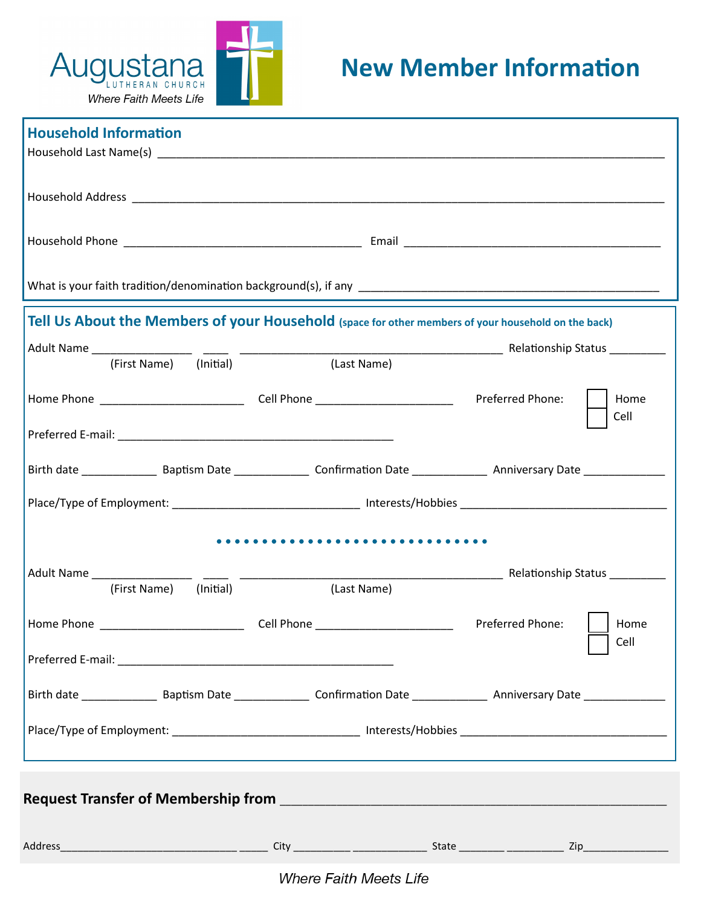Augustana
LUTHERAN CHURCH
*Where Faith Meets Life*

# New Member Information

## Household Information

Household Last Name(s) ______________________________________________________________________________

Household Address ______________________________________________________________________________

Household Phone ____________________________________ Email _______________________________________

What is your faith tradition/denomination background(s), if any _____________________________________________

## Tell Us About the Members of your Household (space for other members of your household on the back)

Adult Name _______________ ____ ________________________________________ Relationship Status _________
(First Name) (Initial) (Last Name)

Home Phone ______________________ Cell Phone _____________________ Preferred Phone: ☐ Home ☐ Cell

Preferred E-mail: __________________________________________

Birth date ___________ Baptism Date ___________ Confirmation Date ___________ Anniversary Date ____________

Place/Type of Employment: _____________________________ Interests/Hobbies _______________________________

• • • • • • • • • • • • • • • • • • • • • • • • • • • • • •

Adult Name _______________ ____ ________________________________________ Relationship Status _________
(First Name) (Initial) (Last Name)

Home Phone ______________________ Cell Phone _____________________ Preferred Phone: ☐ Home ☐ Cell

Preferred E-mail: __________________________________________

Birth date ___________ Baptism Date ___________ Confirmation Date ___________ Anniversary Date ____________

Place/Type of Employment: _____________________________ Interests/Hobbies _______________________________

**Request Transfer of Membership from** _______________________________________________________

Address____________________________ _____ City _________ ____________ State _______ _________ Zip______________

*Where Faith Meets Life*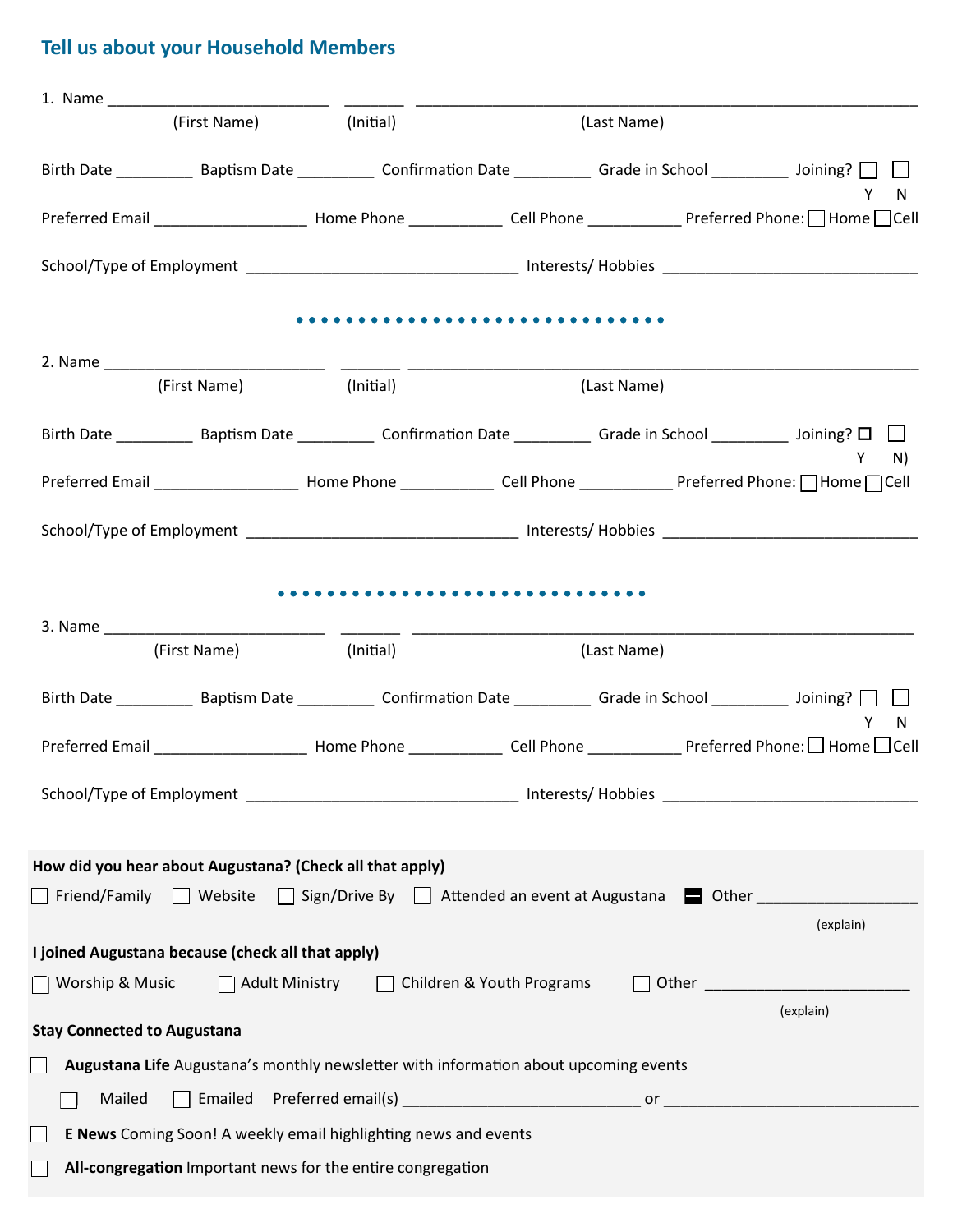## Tell us about your Household Members

1. Name ________________________ ______ ______________________________________________________
(First Name) (Initial) (Last Name)

Birth Date ________ Baptism Date ________ Confirmation Date ________ Grade in School ________ Joining? ☐ Y ☐ N

Preferred Email _________________ Home Phone __________ Cell Phone __________ Preferred Phone: ☐ Home ☐ Cell

School/Type of Employment ______________________________ Interests/ Hobbies ____________________________

• • • • • • • • • • • • • • • • • • • • • • • • • • • • •

2. Name ________________________ ______ ______________________________________________________
(First Name) (Initial) (Last Name)

Birth Date ________ Baptism Date ________ Confirmation Date ________ Grade in School ________ Joining? ☐ Y ☐ N)

Preferred Email ________________ Home Phone __________ Cell Phone __________ Preferred Phone: ☐ Home ☐ Cell

School/Type of Employment ______________________________ Interests/ Hobbies ____________________________

• • • • • • • • • • • • • • • • • • • • • • • • • • • • •

3. Name ________________________ ______ ______________________________________________________
(First Name) (Initial) (Last Name)

Birth Date ________ Baptism Date ________ Confirmation Date ________ Grade in School ________ Joining? ☐ Y ☐ N

Preferred Email _________________ Home Phone __________ Cell Phone __________ Preferred Phone: ☐ Home ☐ Cell

School/Type of Employment ______________________________ Interests/ Hobbies ____________________________

**How did you hear about Augustana? (Check all that apply)**

☐ Friend/Family ☐ Website ☐ Sign/Drive By ☐ Attended an event at Augustana ☐ Other ___________________
(explain)

**I joined Augustana because (check all that apply)**

☐ Worship & Music ☐ Adult Ministry ☐ Children & Youth Programs ☐ Other ________________________
(explain)

**Stay Connected to Augustana**

☐ **Augustana Life** Augustana's monthly newsletter with information about upcoming events

☐ Mailed ☐ Emailed Preferred email(s) __________________________ or ______________________________

☐ **E News** Coming Soon! A weekly email highlighting news and events

☐ **All-congregation** Important news for the entire congregation